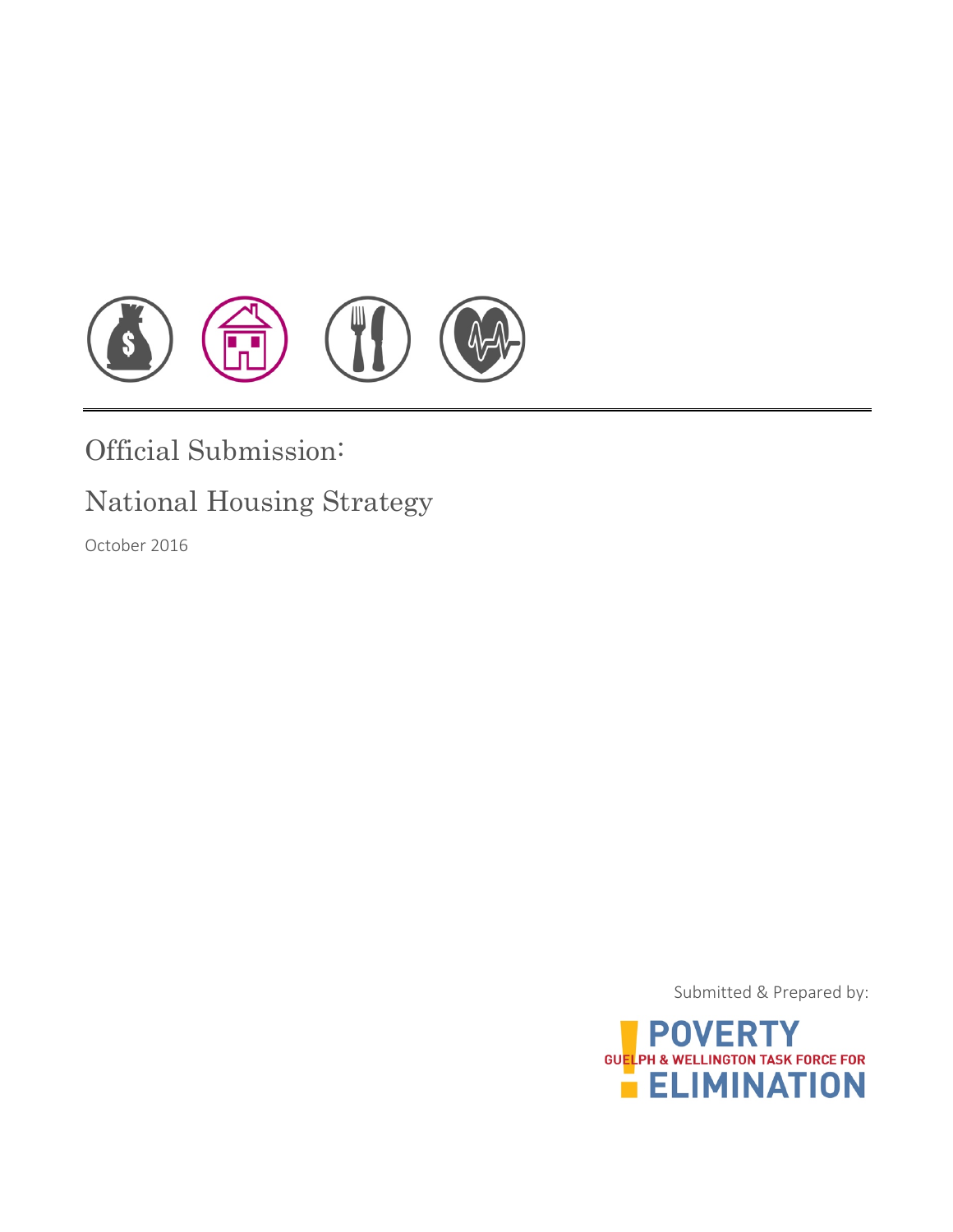# Official Submission:

# National Housing Strategy

October 2016

Submitted & Prepared by:

POVERTY ELIMINATION

GUELPH & WELLINGTON TASK FORCE FOR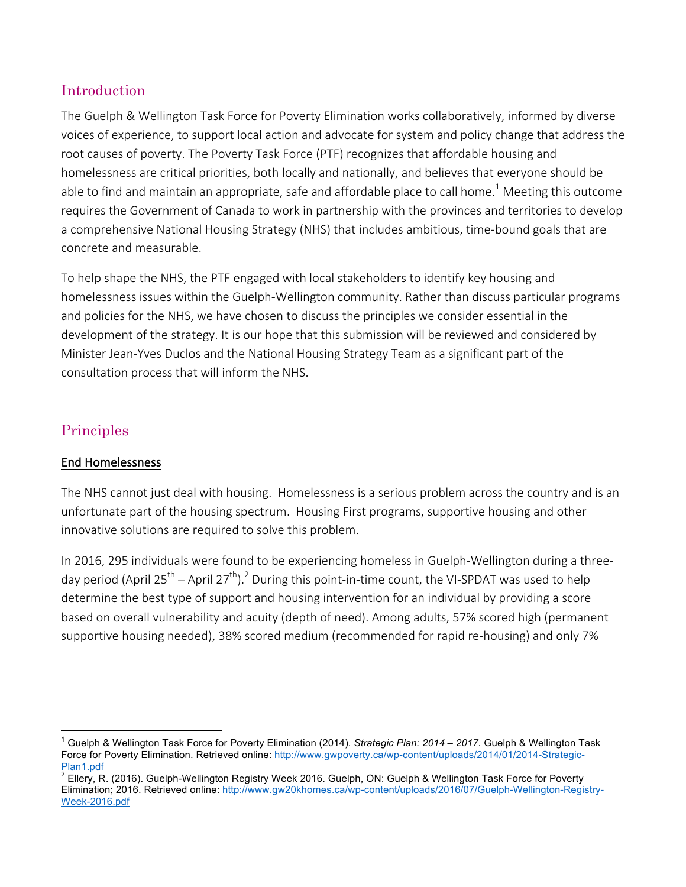## Introduction

The Guelph & Wellington Task Force for Poverty Elimination works collaboratively, informed by diverse voices of experience, to support local action and advocate for system and policy change that address the root causes of poverty. The Poverty Task Force (PTF) recognizes that affordable housing and homelessness are critical priorities, both locally and nationally, and believes that everyone should be able to find and maintain an appropriate, safe and affordable place to call home.[1] Meeting this outcome requires the Government of Canada to work in partnership with the provinces and territories to develop a comprehensive National Housing Strategy (NHS) that includes ambitious, time-bound goals that are concrete and measurable.

To help shape the NHS, the PTF engaged with local stakeholders to identify key housing and homelessness issues within the Guelph-Wellington community. Rather than discuss particular programs and policies for the NHS, we have chosen to discuss the principles we consider essential in the development of the strategy. It is our hope that this submission will be reviewed and considered by Minister Jean-Yves Duclos and the National Housing Strategy Team as a significant part of the consultation process that will inform the NHS.

## Principles

### End Homelessness

The NHS cannot just deal with housing. Homelessness is a serious problem across the country and is an unfortunate part of the housing spectrum. Housing First programs, supportive housing and other innovative solutions are required to solve this problem.

In 2016, 295 individuals were found to be experiencing homeless in Guelph-Wellington during a three-day period (April 25th – April 27th).[2] During this point-in-time count, the VI-SPDAT was used to help determine the best type of support and housing intervention for an individual by providing a score based on overall vulnerability and acuity (depth of need). Among adults, 57% scored high (permanent supportive housing needed), 38% scored medium (recommended for rapid re-housing) and only 7%

---

[1] Guelph & Wellington Task Force for Poverty Elimination (2014). *Strategic Plan: 2014 – 2017.* Guelph & Wellington Task Force for Poverty Elimination. Retrieved online: http://www.gwpoverty.ca/wp-content/uploads/2014/01/2014-Strategic-Plan1.pdf

[2] Ellery, R. (2016). Guelph-Wellington Registry Week 2016. Guelph, ON: Guelph & Wellington Task Force for Poverty Elimination; 2016. Retrieved online: http://www.gw20khomes.ca/wp-content/uploads/2016/07/Guelph-Wellington-Registry-Week-2016.pdf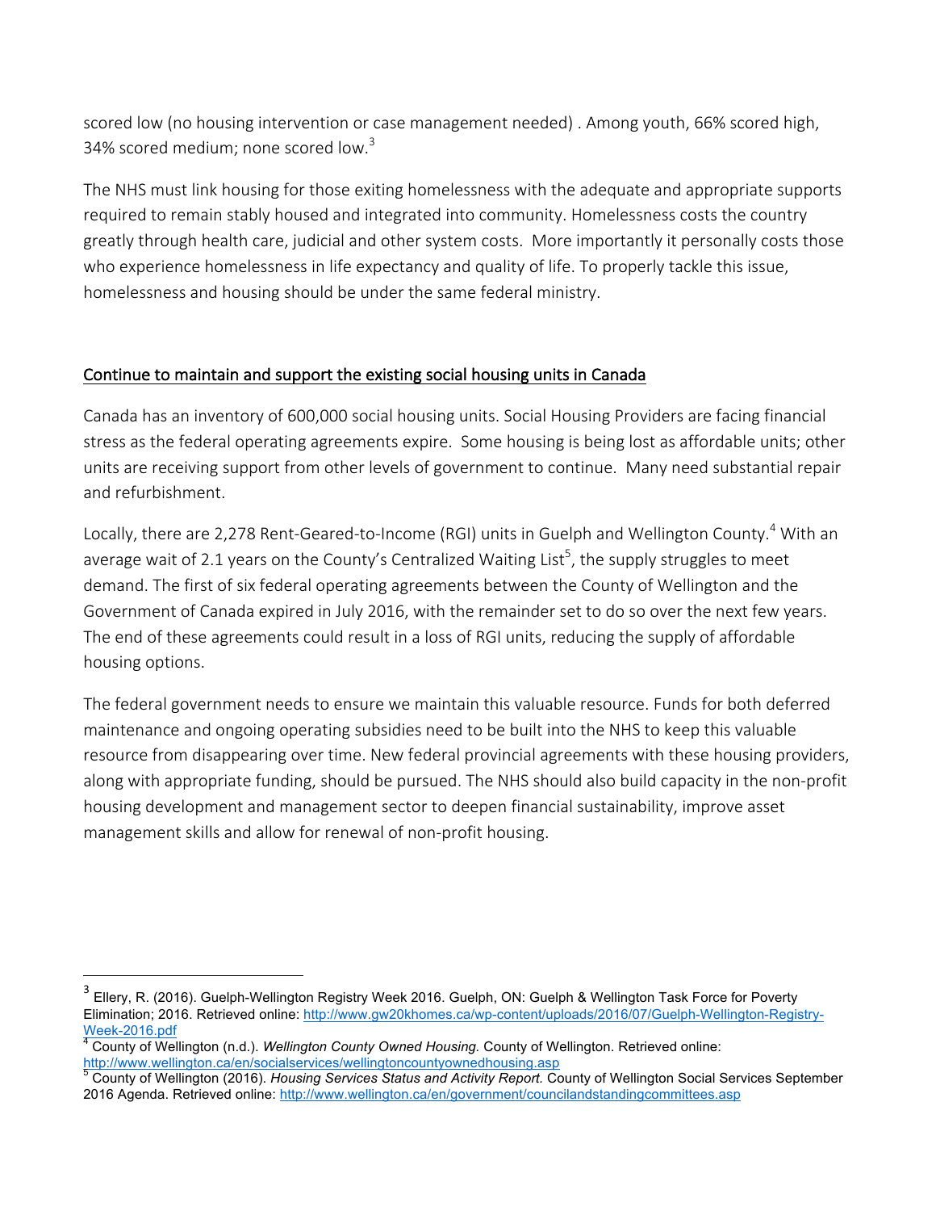scored low (no housing intervention or case management needed) . Among youth, 66% scored high, 34% scored medium; none scored low.[3]

The NHS must link housing for those exiting homelessness with the adequate and appropriate supports required to remain stably housed and integrated into community. Homelessness costs the country greatly through health care, judicial and other system costs. More importantly it personally costs those who experience homelessness in life expectancy and quality of life. To properly tackle this issue, homelessness and housing should be under the same federal ministry.

## Continue to maintain and support the existing social housing units in Canada

Canada has an inventory of 600,000 social housing units. Social Housing Providers are facing financial stress as the federal operating agreements expire. Some housing is being lost as affordable units; other units are receiving support from other levels of government to continue. Many need substantial repair and refurbishment.

Locally, there are 2,278 Rent-Geared-to-Income (RGI) units in Guelph and Wellington County.[4] With an average wait of 2.1 years on the County's Centralized Waiting List[5], the supply struggles to meet demand. The first of six federal operating agreements between the County of Wellington and the Government of Canada expired in July 2016, with the remainder set to do so over the next few years. The end of these agreements could result in a loss of RGI units, reducing the supply of affordable housing options.

The federal government needs to ensure we maintain this valuable resource. Funds for both deferred maintenance and ongoing operating subsidies need to be built into the NHS to keep this valuable resource from disappearing over time. New federal provincial agreements with these housing providers, along with appropriate funding, should be pursued. The NHS should also build capacity in the non-profit housing development and management sector to deepen financial sustainability, improve asset management skills and allow for renewal of non-profit housing.

---

[3] Ellery, R. (2016). Guelph-Wellington Registry Week 2016. Guelph, ON: Guelph & Wellington Task Force for Poverty Elimination; 2016. Retrieved online: http://www.gw20khomes.ca/wp-content/uploads/2016/07/Guelph-Wellington-Registry-Week-2016.pdf

[4] County of Wellington (n.d.). *Wellington County Owned Housing.* County of Wellington. Retrieved online: http://www.wellington.ca/en/socialservices/wellingtoncountyownedhousing.asp

[5] County of Wellington (2016). *Housing Services Status and Activity Report.* County of Wellington Social Services September 2016 Agenda. Retrieved online: http://www.wellington.ca/en/government/councilandstandingcommittees.asp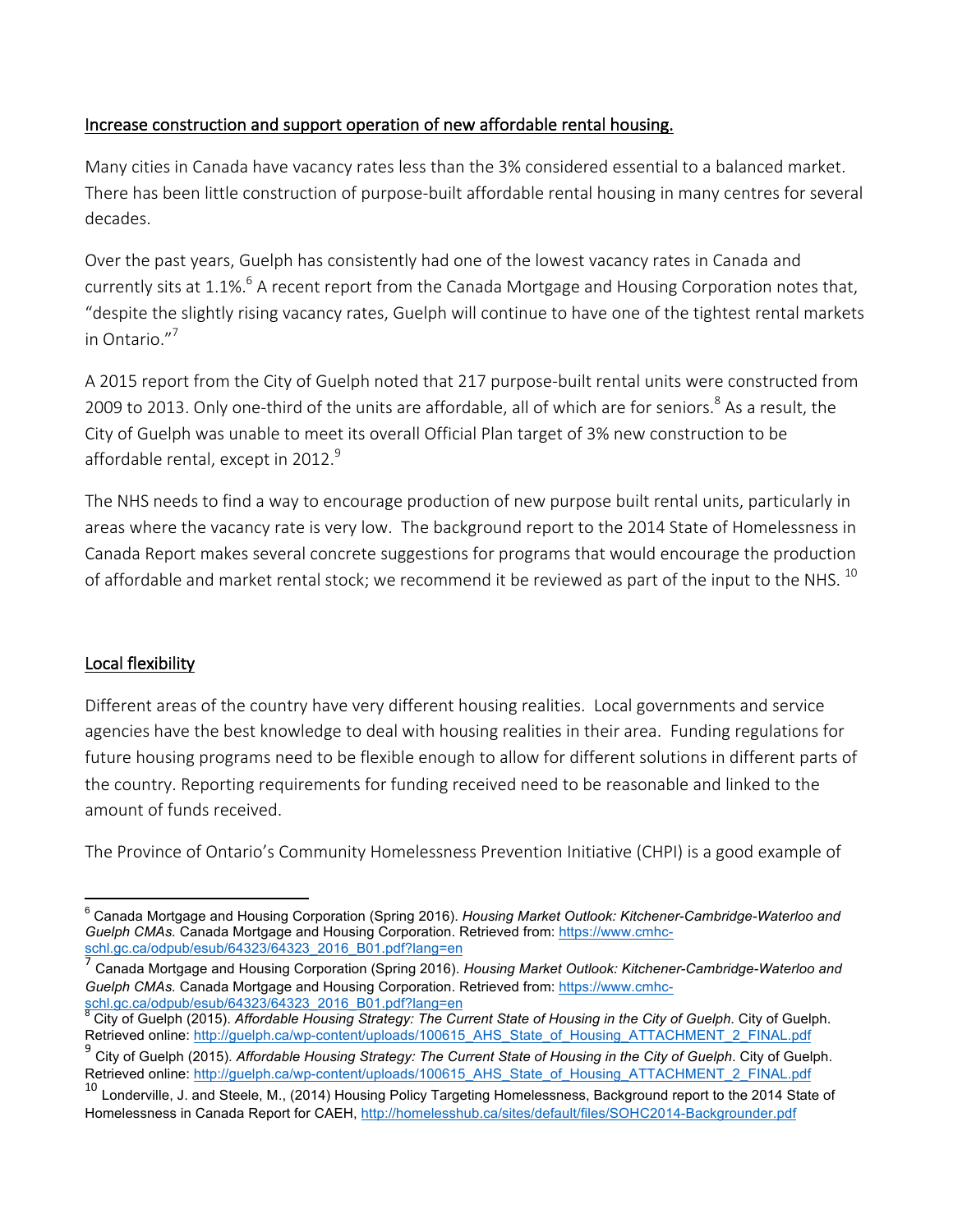Increase construction and support operation of new affordable rental housing.

Many cities in Canada have vacancy rates less than the 3% considered essential to a balanced market. There has been little construction of purpose-built affordable rental housing in many centres for several decades.

Over the past years, Guelph has consistently had one of the lowest vacancy rates in Canada and currently sits at 1.1%.[6] A recent report from the Canada Mortgage and Housing Corporation notes that, "despite the slightly rising vacancy rates, Guelph will continue to have one of the tightest rental markets in Ontario."[7]

A 2015 report from the City of Guelph noted that 217 purpose-built rental units were constructed from 2009 to 2013. Only one-third of the units are affordable, all of which are for seniors.[8] As a result, the City of Guelph was unable to meet its overall Official Plan target of 3% new construction to be affordable rental, except in 2012.[9]

The NHS needs to find a way to encourage production of new purpose built rental units, particularly in areas where the vacancy rate is very low. The background report to the 2014 State of Homelessness in Canada Report makes several concrete suggestions for programs that would encourage the production of affordable and market rental stock; we recommend it be reviewed as part of the input to the NHS.[10]

Local flexibility

Different areas of the country have very different housing realities. Local governments and service agencies have the best knowledge to deal with housing realities in their area. Funding regulations for future housing programs need to be flexible enough to allow for different solutions in different parts of the country. Reporting requirements for funding received need to be reasonable and linked to the amount of funds received.

The Province of Ontario's Community Homelessness Prevention Initiative (CHPI) is a good example of

---

[6] Canada Mortgage and Housing Corporation (Spring 2016). *Housing Market Outlook: Kitchener-Cambridge-Waterloo and Guelph CMAs.* Canada Mortgage and Housing Corporation. Retrieved from: https://www.cmhc-schl.gc.ca/odpub/esub/64323/64323_2016_B01.pdf?lang=en

[7] Canada Mortgage and Housing Corporation (Spring 2016). *Housing Market Outlook: Kitchener-Cambridge-Waterloo and Guelph CMAs.* Canada Mortgage and Housing Corporation. Retrieved from: https://www.cmhc-schl.gc.ca/odpub/esub/64323/64323_2016_B01.pdf?lang=en

[8] City of Guelph (2015). *Affordable Housing Strategy: The Current State of Housing in the City of Guelph*. City of Guelph. Retrieved online: http://guelph.ca/wp-content/uploads/100615_AHS_State_of_Housing_ATTACHMENT_2_FINAL.pdf

[9] City of Guelph (2015). *Affordable Housing Strategy: The Current State of Housing in the City of Guelph*. City of Guelph. Retrieved online: http://guelph.ca/wp-content/uploads/100615_AHS_State_of_Housing_ATTACHMENT_2_FINAL.pdf

[10] Londerville, J. and Steele, M., (2014) Housing Policy Targeting Homelessness, Background report to the 2014 State of Homelessness in Canada Report for CAEH, http://homelesshub.ca/sites/default/files/SOHC2014-Backgrounder.pdf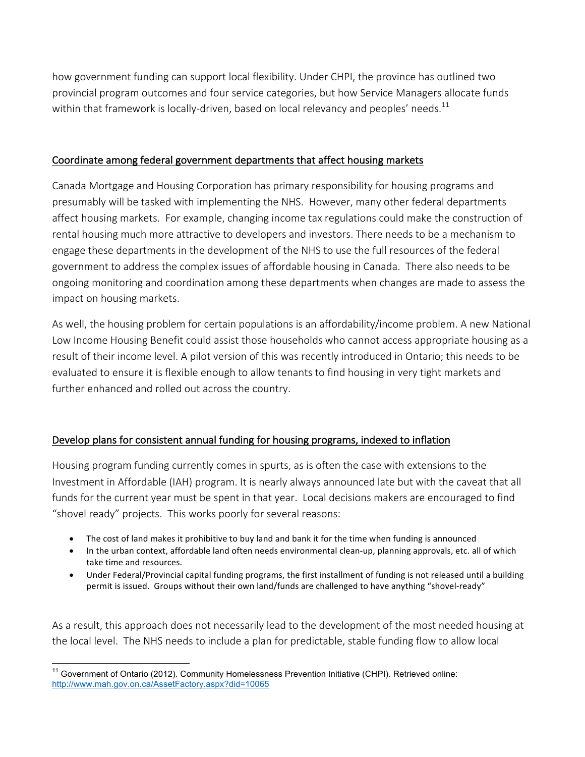how government funding can support local flexibility. Under CHPI, the province has outlined two provincial program outcomes and four service categories, but how Service Managers allocate funds within that framework is locally-driven, based on local relevancy and peoples' needs.[11]

## Coordinate among federal government departments that affect housing markets

Canada Mortgage and Housing Corporation has primary responsibility for housing programs and presumably will be tasked with implementing the NHS. However, many other federal departments affect housing markets. For example, changing income tax regulations could make the construction of rental housing much more attractive to developers and investors. There needs to be a mechanism to engage these departments in the development of the NHS to use the full resources of the federal government to address the complex issues of affordable housing in Canada. There also needs to be ongoing monitoring and coordination among these departments when changes are made to assess the impact on housing markets.

As well, the housing problem for certain populations is an affordability/income problem. A new National Low Income Housing Benefit could assist those households who cannot access appropriate housing as a result of their income level. A pilot version of this was recently introduced in Ontario; this needs to be evaluated to ensure it is flexible enough to allow tenants to find housing in very tight markets and further enhanced and rolled out across the country.

## Develop plans for consistent annual funding for housing programs, indexed to inflation

Housing program funding currently comes in spurts, as is often the case with extensions to the Investment in Affordable (IAH) program. It is nearly always announced late but with the caveat that all funds for the current year must be spent in that year. Local decisions makers are encouraged to find "shovel ready" projects. This works poorly for several reasons:

- The cost of land makes it prohibitive to buy land and bank it for the time when funding is announced
- In the urban context, affordable land often needs environmental clean-up, planning approvals, etc. all of which take time and resources.
- Under Federal/Provincial capital funding programs, the first installment of funding is not released until a building permit is issued. Groups without their own land/funds are challenged to have anything "shovel-ready"

As a result, this approach does not necessarily lead to the development of the most needed housing at the local level. The NHS needs to include a plan for predictable, stable funding flow to allow local

[11] Government of Ontario (2012). Community Homelessness Prevention Initiative (CHPI). Retrieved online: http://www.mah.gov.on.ca/AssetFactory.aspx?did=10065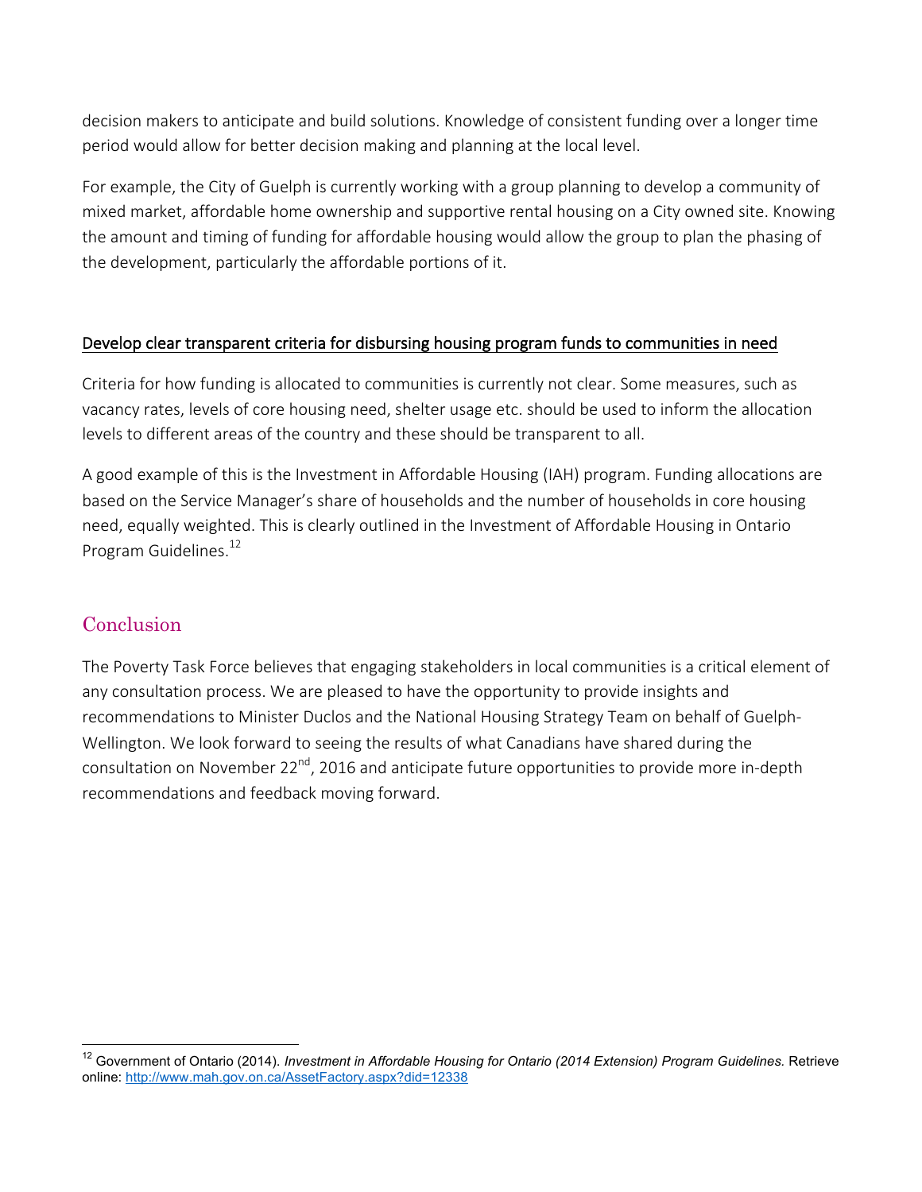decision makers to anticipate and build solutions. Knowledge of consistent funding over a longer time period would allow for better decision making and planning at the local level.

For example, the City of Guelph is currently working with a group planning to develop a community of mixed market, affordable home ownership and supportive rental housing on a City owned site. Knowing the amount and timing of funding for affordable housing would allow the group to plan the phasing of the development, particularly the affordable portions of it.

<u>Develop clear transparent criteria for disbursing housing program funds to communities in need</u>

Criteria for how funding is allocated to communities is currently not clear. Some measures, such as vacancy rates, levels of core housing need, shelter usage etc. should be used to inform the allocation levels to different areas of the country and these should be transparent to all.

A good example of this is the Investment in Affordable Housing (IAH) program. Funding allocations are based on the Service Manager's share of households and the number of households in core housing need, equally weighted. This is clearly outlined in the Investment of Affordable Housing in Ontario Program Guidelines.[12]

## Conclusion

The Poverty Task Force believes that engaging stakeholders in local communities is a critical element of any consultation process. We are pleased to have the opportunity to provide insights and recommendations to Minister Duclos and the National Housing Strategy Team on behalf of Guelph-Wellington. We look forward to seeing the results of what Canadians have shared during the consultation on November 22nd, 2016 and anticipate future opportunities to provide more in-depth recommendations and feedback moving forward.

---

[12] Government of Ontario (2014). *Investment in Affordable Housing for Ontario (2014 Extension) Program Guidelines*. Retrieve online: http://www.mah.gov.on.ca/AssetFactory.aspx?did=12338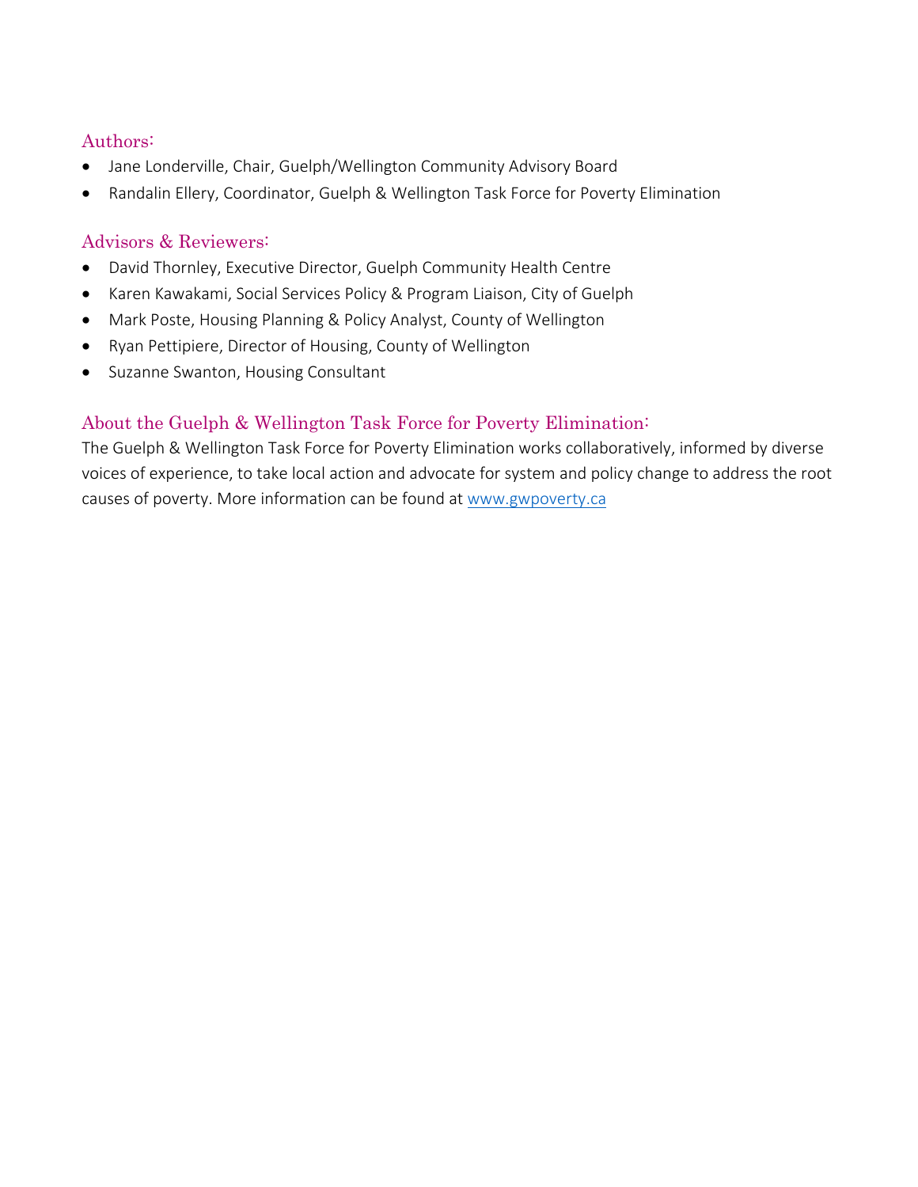## Authors:

- Jane Londerville, Chair, Guelph/Wellington Community Advisory Board
- Randalin Ellery, Coordinator, Guelph & Wellington Task Force for Poverty Elimination

## Advisors & Reviewers:

- David Thornley, Executive Director, Guelph Community Health Centre
- Karen Kawakami, Social Services Policy & Program Liaison, City of Guelph
- Mark Poste, Housing Planning & Policy Analyst, County of Wellington
- Ryan Pettipiere, Director of Housing, County of Wellington
- Suzanne Swanton, Housing Consultant

## About the Guelph & Wellington Task Force for Poverty Elimination:

The Guelph & Wellington Task Force for Poverty Elimination works collaboratively, informed by diverse voices of experience, to take local action and advocate for system and policy change to address the root causes of poverty. More information can be found at [www.gwpoverty.ca](http://www.gwpoverty.ca)